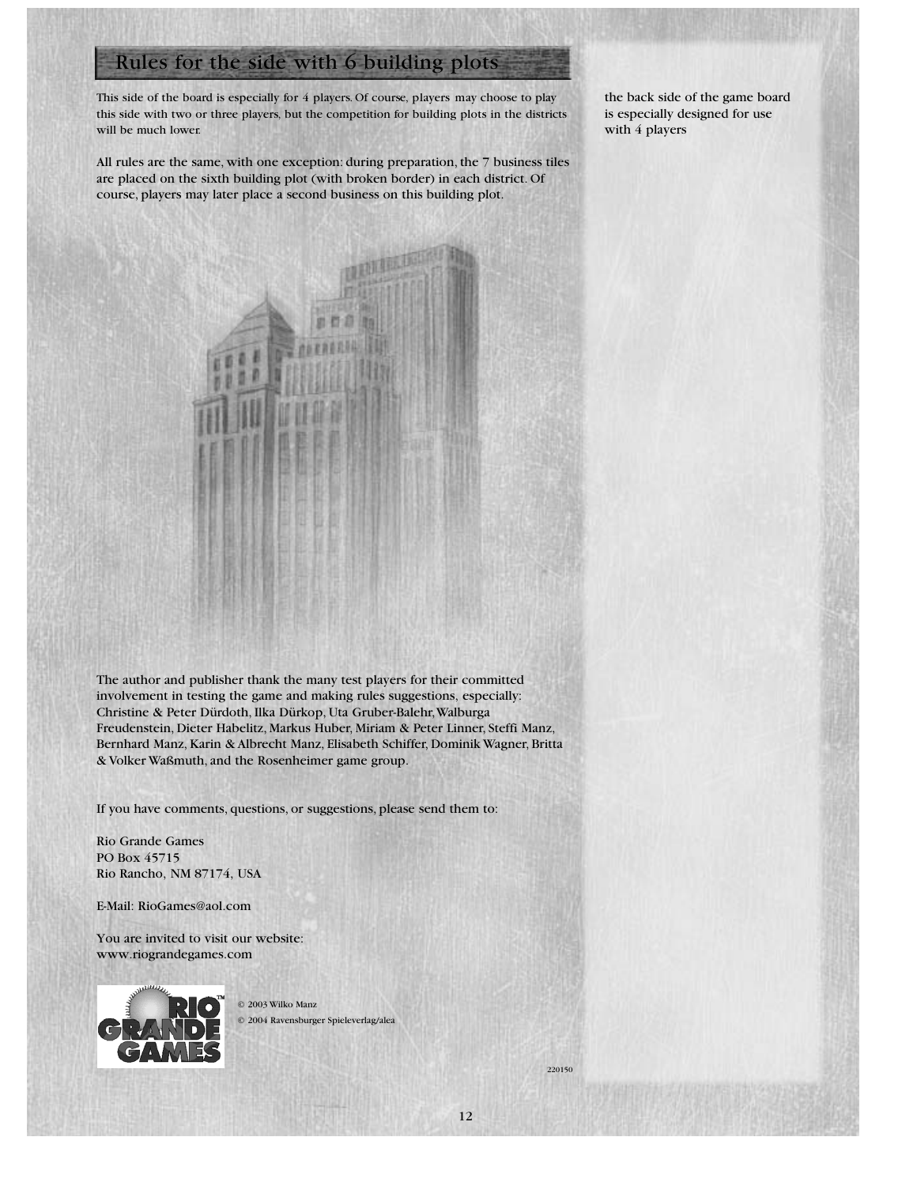## Rules for the side with 6 building plots

This side of the board is especially for 4 players. Of course, players may choose to play this side with two or three players, but the competition for building plots in the districts will be much lower.

All rules are the same, with one exception: during preparation, the 7 business tiles are placed on the sixth building plot (with broken border) in each district. Of course, players may later place a second business on this building plot.

the back side of the game board is especially designed for use with 4 players

The author and publisher thank the many test players for their committed involvement in testing the game and making rules suggestions, especially: Christine & Peter Dürdoth, Ilka Dürkop, Uta Gruber-Balehr, Walburga Freudenstein, Dieter Habelitz, Markus Huber, Miriam & Peter Linner, Steffi Manz, Bernhard Manz, Karin & Albrecht Manz, Elisabeth Schiffer, Dominik Wagner, Britta & Volker Waßmuth, and the Rosenheimer game group.

If you have comments, questions, or suggestions, please send them to:

Rio Grande Games
PO Box 45715
Rio Rancho, NM 87174, USA

E-Mail: RioGames@aol.com

You are invited to visit our website:
www.riograndegames.com

© 2003 Wilko Manz
© 2004 Ravensburger Spieleverlag/alea

220150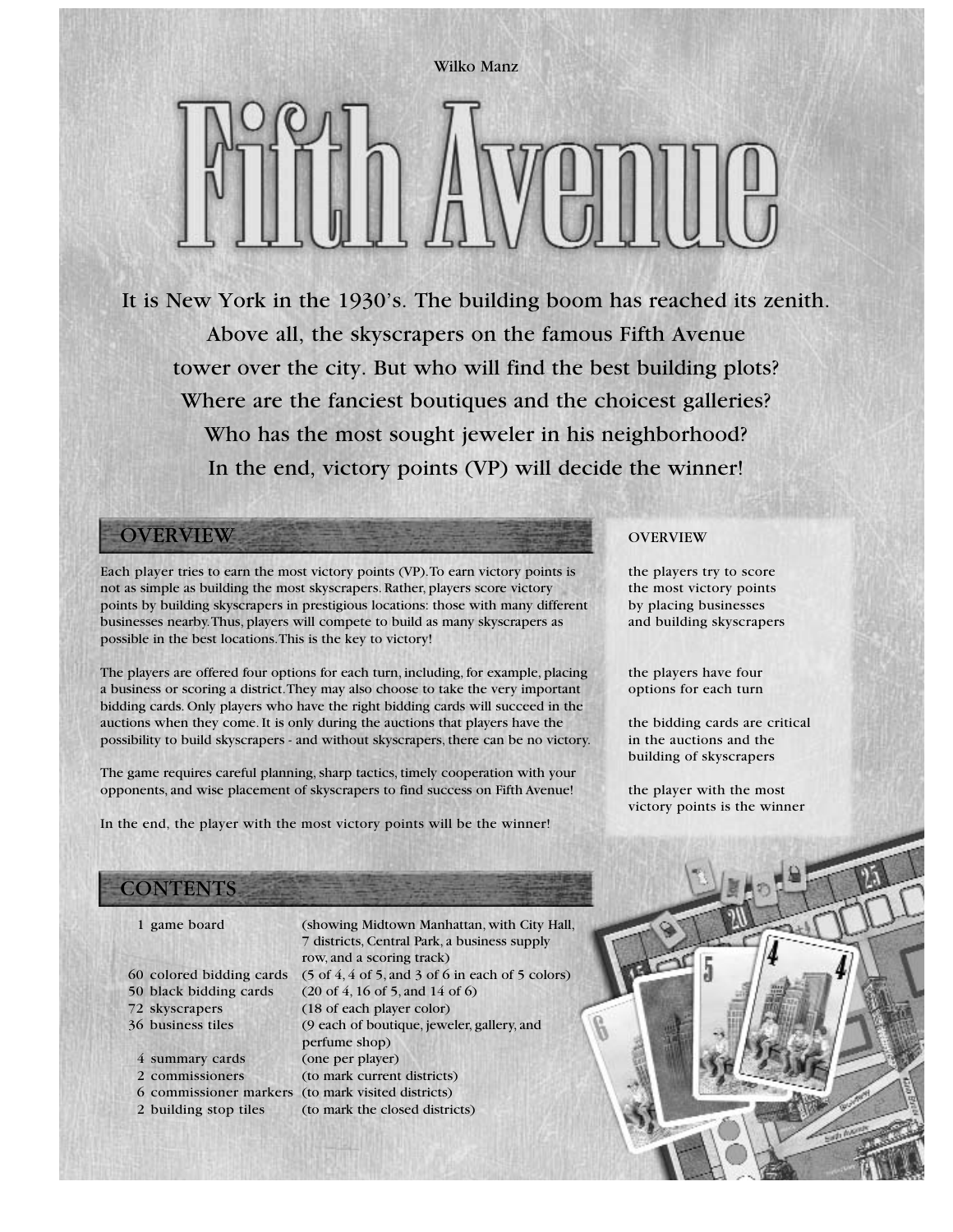Wilko Manz

# Fifth Avenue

It is New York in the 1930's. The building boom has reached its zenith. Above all, the skyscrapers on the famous Fifth Avenue tower over the city. But who will find the best building plots? Where are the fanciest boutiques and the choicest galleries? Who has the most sought jeweler in his neighborhood? In the end, victory points (VP) will decide the winner!

## OVERVIEW

Each player tries to earn the most victory points (VP). To earn victory points is not as simple as building the most skyscrapers. Rather, players score victory points by building skyscrapers in prestigious locations: those with many different businesses nearby. Thus, players will compete to build as many skyscrapers as possible in the best locations. This is the key to victory!

The players are offered four options for each turn, including, for example, placing a business or scoring a district. They may also choose to take the very important bidding cards. Only players who have the right bidding cards will succeed in the auctions when they come. It is only during the auctions that players have the possibility to build skyscrapers - and without skyscrapers, there can be no victory.

The game requires careful planning, sharp tactics, timely cooperation with your opponents, and wise placement of skyscrapers to find success on Fifth Avenue!

In the end, the player with the most victory points will be the winner!

**OVERVIEW**

- the players try to score the most victory points by placing businesses and building skyscrapers
- the players have four options for each turn
- the bidding cards are critical in the auctions and the building of skyscrapers
- the player with the most victory points is the winner

## CONTENTS

| | |
|---|---|
| 1 game board | (showing Midtown Manhattan, with City Hall, 7 districts, Central Park, a business supply row, and a scoring track) |
| 60 colored bidding cards | (5 of 4, 4 of 5, and 3 of 6 in each of 5 colors) |
| 50 black bidding cards | (20 of 4, 16 of 5, and 14 of 6) |
| 72 skyscrapers | (18 of each player color) |
| 36 business tiles | (9 each of boutique, jeweler, gallery, and perfume shop) |
| 4 summary cards | (one per player) |
| 2 commissioners | (to mark current districts) |
| 6 commissioner markers | (to mark visited districts) |
| 2 building stop tiles | (to mark the closed districts) |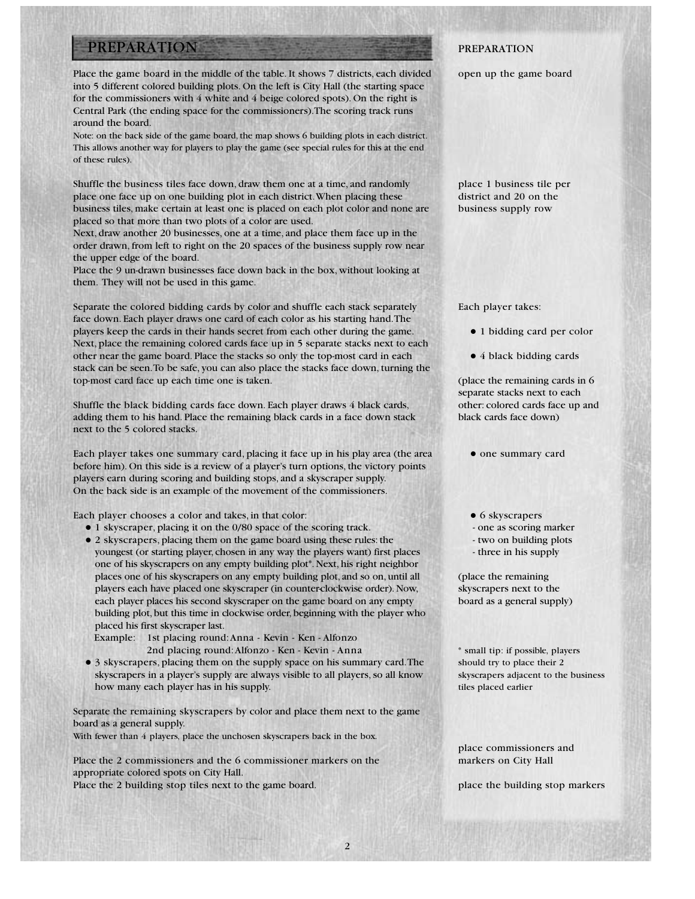# PREPARATION

Place the game board in the middle of the table. It shows 7 districts, each divided into 5 different colored building plots. On the left is City Hall (the starting space for the commissioners with 4 white and 4 beige colored spots). On the right is Central Park (the ending space for the commissioners).The scoring track runs around the board.

Note: on the back side of the game board, the map shows 6 building plots in each district. This allows another way for players to play the game (see special rules for this at the end of these rules).

Shuffle the business tiles face down, draw them one at a time, and randomly place one face up on one building plot in each district. When placing these business tiles, make certain at least one is placed on each plot color and none are placed so that more than two plots of a color are used.
Next, draw another 20 businesses, one at a time, and place them face up in the order drawn, from left to right on the 20 spaces of the business supply row near the upper edge of the board.
Place the 9 un-drawn businesses face down back in the box, without looking at them. They will not be used in this game.

Separate the colored bidding cards by color and shuffle each stack separately face down. Each player draws one card of each color as his starting hand. The players keep the cards in their hands secret from each other during the game. Next, place the remaining colored cards face up in 5 separate stacks next to each other near the game board. Place the stacks so only the top-most card in each stack can be seen. To be safe, you can also place the stacks face down, turning the top-most card face up each time one is taken.

Shuffle the black bidding cards face down. Each player draws 4 black cards, adding them to his hand. Place the remaining black cards in a face down stack next to the 5 colored stacks.

Each player takes one summary card, placing it face up in his play area (the area before him). On this side is a review of a player's turn options, the victory points players earn during scoring and building stops, and a skyscraper supply.
On the back side is an example of the movement of the commissioners.

Each player chooses a color and takes, in that color:

- 1 skyscraper, placing it on the 0/80 space of the scoring track.
- 2 skyscrapers, placing them on the game board using these rules: the youngest (or starting player, chosen in any way the players want) first places one of his skyscrapers on any empty building plot*. Next, his right neighbor places one of his skyscrapers on any empty building plot, and so on, until all players each have placed one skyscraper (in counterclockwise order). Now, each player places his second skyscraper on the game board on any empty building plot, but this time in clockwise order, beginning with the player who placed his first skyscraper last.
  Example: 1st placing round: Anna - Kevin - Ken - Alfonzo
  2nd placing round: Alfonzo - Ken - Kevin - Anna
- 3 skyscrapers, placing them on the supply space on his summary card. The skyscrapers in a player's supply are always visible to all players, so all know how many each player has in his supply.

Separate the remaining skyscrapers by color and place them next to the game board as a general supply.
With fewer than 4 players, place the unchosen skyscrapers back in the box.

Place the 2 commissioners and the 6 commissioner markers on the appropriate colored spots on City Hall.
Place the 2 building stop tiles next to the game board.

---

**PREPARATION**

open up the game board

place 1 business tile per district and 20 on the business supply row

Each player takes:

- 1 bidding card per color
- 4 black bidding cards

(place the remaining cards in 6 separate stacks next to each other: colored cards face up and black cards face down)

- one summary card

- 6 skyscrapers
  - one as scoring marker
  - two on building plots
  - three in his supply

(place the remaining skyscrapers next to the board as a general supply)

* small tip: if possible, players should try to place their 2 skyscrapers adjacent to the business tiles placed earlier

place commissioners and markers on City Hall

place the building stop markers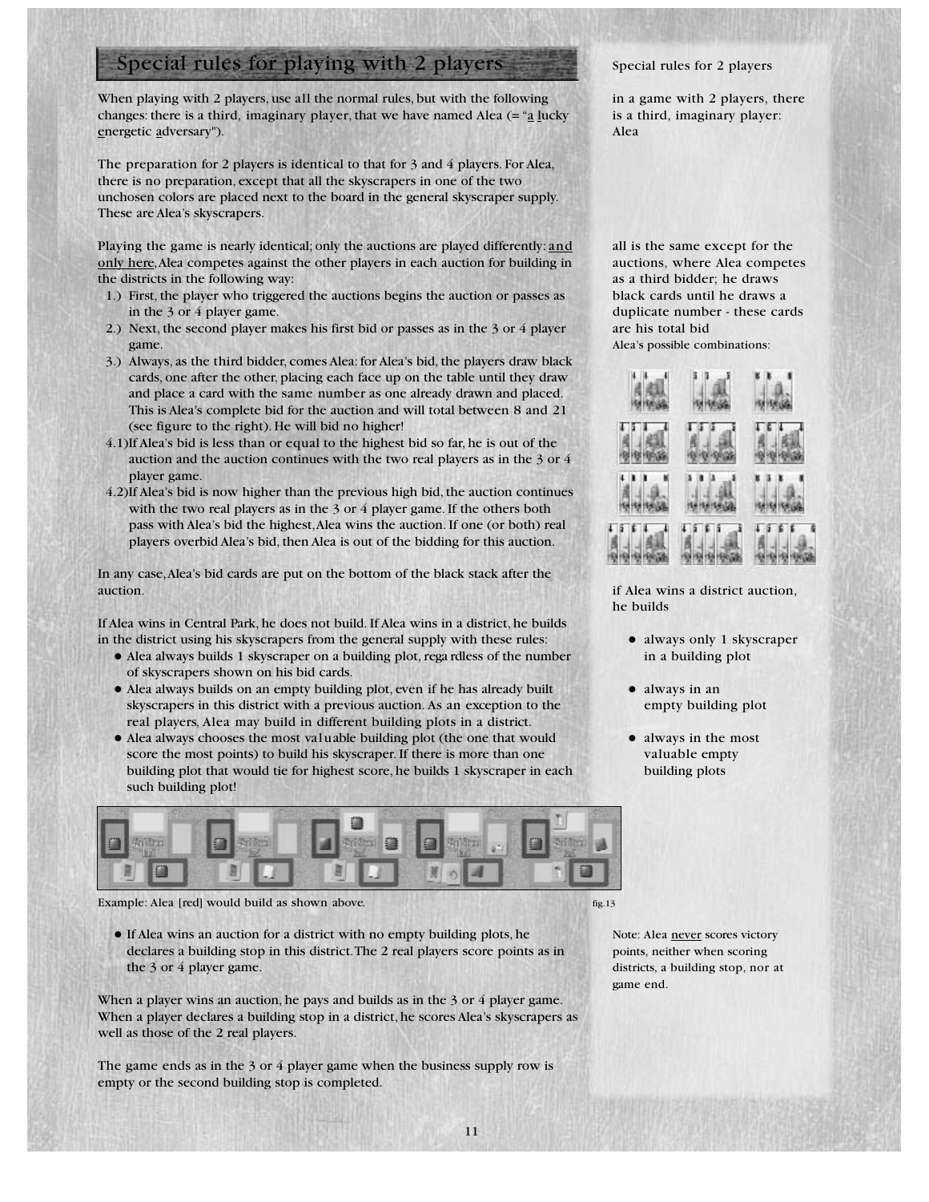## Special rules for playing with 2 players

When playing with 2 players, use all the normal rules, but with the following changes: there is a third, imaginary player, that we have named Alea (= "a lucky energetic adversary").

The preparation for 2 players is identical to that for 3 and 4 players. For Alea, there is no preparation, except that all the skyscrapers in one of the two unchosen colors are placed next to the board in the general skyscraper supply. These are Alea's skyscrapers.

Playing the game is nearly identical; only the auctions are played differently: and only here, Alea competes against the other players in each auction for building in the districts in the following way:

1.) First, the player who triggered the auctions begins the auction or passes as in the 3 or 4 player game.
2.) Next, the second player makes his first bid or passes as in the 3 or 4 player game.
3.) Always, as the third bidder, comes Alea: for Alea's bid, the players draw black cards, one after the other, placing each face up on the table until they draw and place a card with the same number as one already drawn and placed. This is Alea's complete bid for the auction and will total between 8 and 21 (see figure to the right). He will bid no higher!

4.1) If Alea's bid is less than or equal to the highest bid so far, he is out of the auction and the auction continues with the two real players as in the 3 or 4 player game.

4.2) If Alea's bid is now higher than the previous high bid, the auction continues with the two real players as in the 3 or 4 player game. If the others both pass with Alea's bid the highest, Alea wins the auction. If one (or both) real players overbid Alea's bid, then Alea is out of the bidding for this auction.

In any case, Alea's bid cards are put on the bottom of the black stack after the auction.

If Alea wins in Central Park, he does not build. If Alea wins in a district, he builds in the district using his skyscrapers from the general supply with these rules:

- Alea always builds 1 skyscraper on a building plot, regardless of the number of skyscrapers shown on his bid cards.
- Alea always builds on an empty building plot, even if he has already built skyscrapers in this district with a previous auction. As an exception to the real players, Alea may build in different building plots in a district.
- Alea always chooses the most valuable building plot (the one that would score the most points) to build his skyscraper. If there is more than one building plot that would tie for highest score, he builds 1 skyscraper in each such building plot!

Example: Alea [red] would build as shown above.

fig.13

- If Alea wins an auction for a district with no empty building plots, he declares a building stop in this district. The 2 real players score points as in the 3 or 4 player game.

When a player wins an auction, he pays and builds as in the 3 or 4 player game. When a player declares a building stop in a district, he scores Alea's skyscrapers as well as those of the 2 real players.

The game ends as in the 3 or 4 player game when the business supply row is empty or the second building stop is completed.

Special rules for 2 players

in a game with 2 players, there is a third, imaginary player: Alea

all is the same except for the auctions, where Alea competes as a third bidder; he draws black cards until he draws a duplicate number - these cards are his total bid

Alea's possible combinations:

if Alea wins a district auction, he builds

- always only 1 skyscraper in a building plot
- always in an empty building plot
- always in the most valuable empty building plots

Note: Alea never scores victory points, neither when scoring districts, a building stop, nor at game end.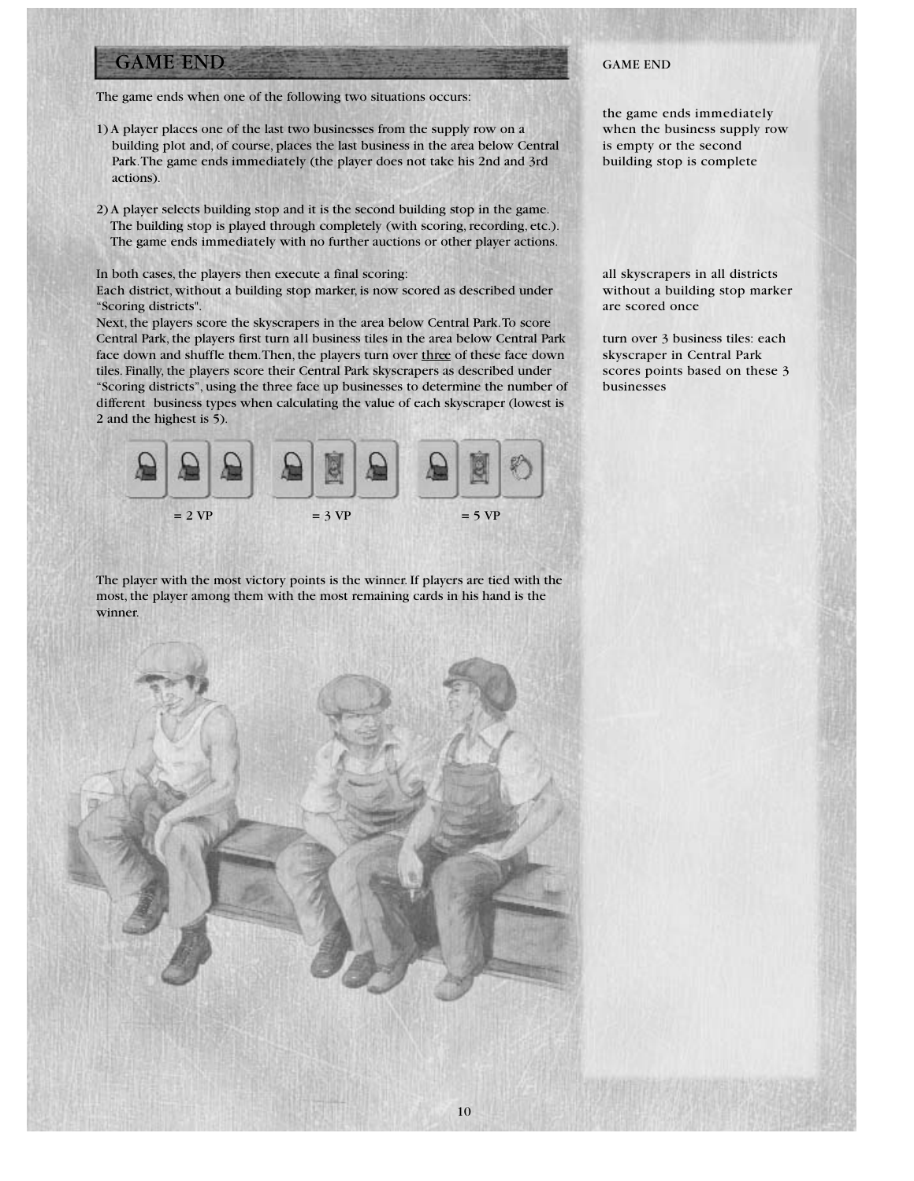## GAME END

The game ends when one of the following two situations occurs:

1) A player places one of the last two businesses from the supply row on a building plot and, of course, places the last business in the area below Central Park. The game ends immediately (the player does not take his 2nd and 3rd actions).

2) A player selects building stop and it is the second building stop in the game. The building stop is played through completely (with scoring, recording, etc.). The game ends immediately with no further auctions or other player actions.

In both cases, the players then execute a final scoring:
Each district, without a building stop marker, is now scored as described under "Scoring districts".
Next, the players score the skyscrapers in the area below Central Park. To score Central Park, the players first turn all business tiles in the area below Central Park face down and shuffle them. Then, the players turn over three of these face down tiles. Finally, the players score their Central Park skyscrapers as described under "Scoring districts", using the three face up businesses to determine the number of different business types when calculating the value of each skyscraper (lowest is 2 and the highest is 5).

= 2 VP   = 3 VP   = 5 VP

The player with the most victory points is the winner. If players are tied with the most, the player among them with the most remaining cards in his hand is the winner.

GAME END

the game ends immediately when the business supply row is empty or the second building stop is complete

all skyscrapers in all districts without a building stop marker are scored once

turn over 3 business tiles: each skyscraper in Central Park scores points based on these 3 businesses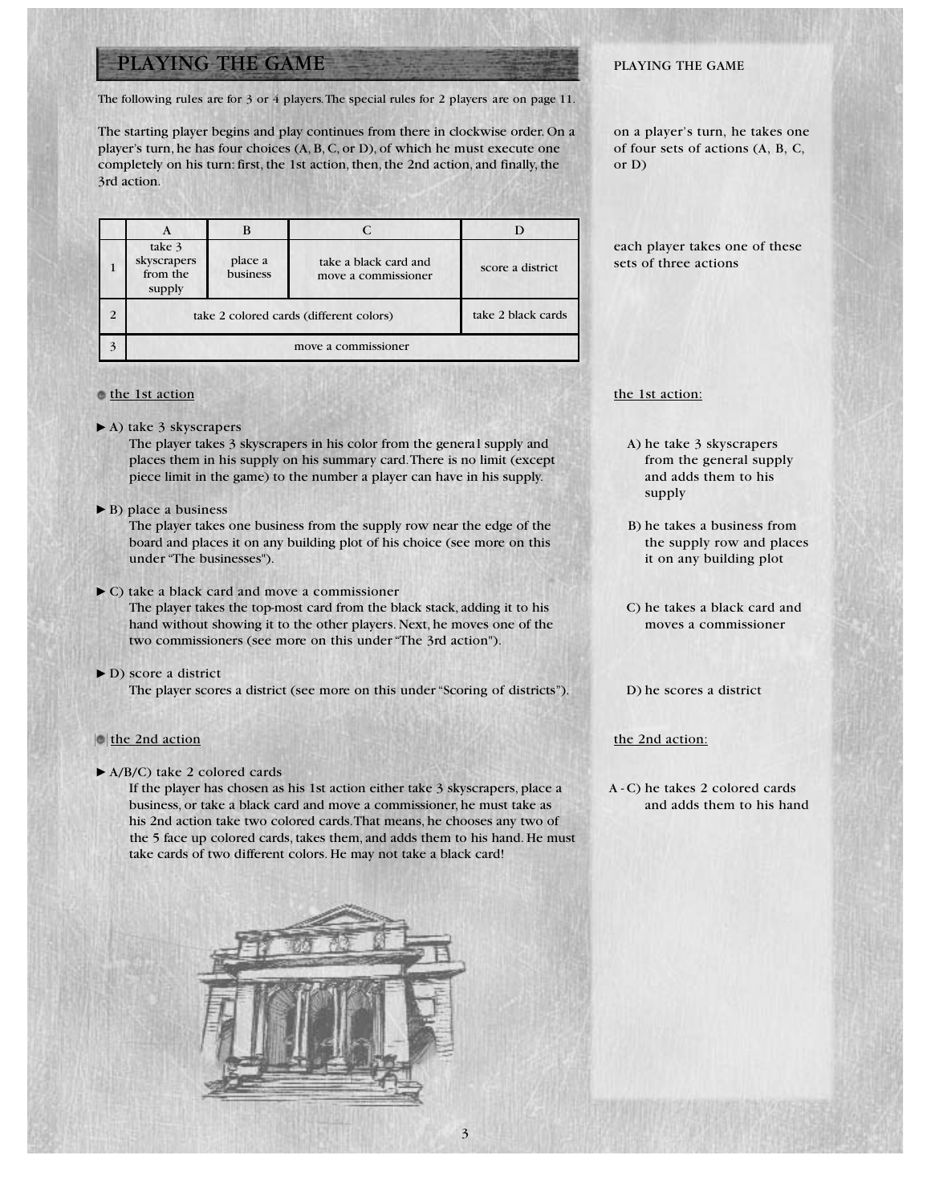## PLAYING THE GAME

The following rules are for 3 or 4 players. The special rules for 2 players are on page 11.

The starting player begins and play continues from there in clockwise order. On a player's turn, he has four choices (A, B, C, or D), of which he must execute one completely on his turn: first, the 1st action, then, the 2nd action, and finally, the 3rd action.

|   | A | B | C | D |
|---|---|---|---|---|
| 1 | take 3 skyscrapers from the supply | place a business | take a black card and move a commissioner | score a district |
| 2 | take 2 colored cards (different colors) | | | take 2 black cards |
| 3 | move a commissioner | | | |

### the 1st action

► A) take 3 skyscrapers
The player takes 3 skyscrapers in his color from the genera1 supply and places them in his supply on his summary card. There is no limit (except piece limit in the game) to the number a player can have in his supply.

► B) place a business
The player takes one business from the supply row near the edge of the board and places it on any building plot of his choice (see more on this under "The businesses").

► C) take a black card and move a commissioner
The player takes the top-most card from the black stack, adding it to his hand without showing it to the other players. Next, he moves one of the two commissioners (see more on this under "The 3rd action").

► D) score a district
The player scores a district (see more on this under "Scoring of districts").

### the 2nd action

► A/B/C) take 2 colored cards
If the player has chosen as his 1st action either take 3 skyscrapers, place a business, or take a black card and move a commissioner, he must take as his 2nd action take two colored cards. That means, he chooses any two of the 5 face up colored cards, takes them, and adds them to his hand. He must take cards of two different colors. He may not take a black card!

PLAYING THE GAME

on a player's turn, he takes one of four sets of actions (A, B, C, or D)

each player takes one of these sets of three actions

the 1st action:

A) he take 3 skyscrapers from the general supply and adds them to his supply

B) he takes a business from the supply row and places it on any building plot

C) he takes a black card and moves a commissioner

D) he scores a district

the 2nd action:

A - C) he takes 2 colored cards and adds them to his hand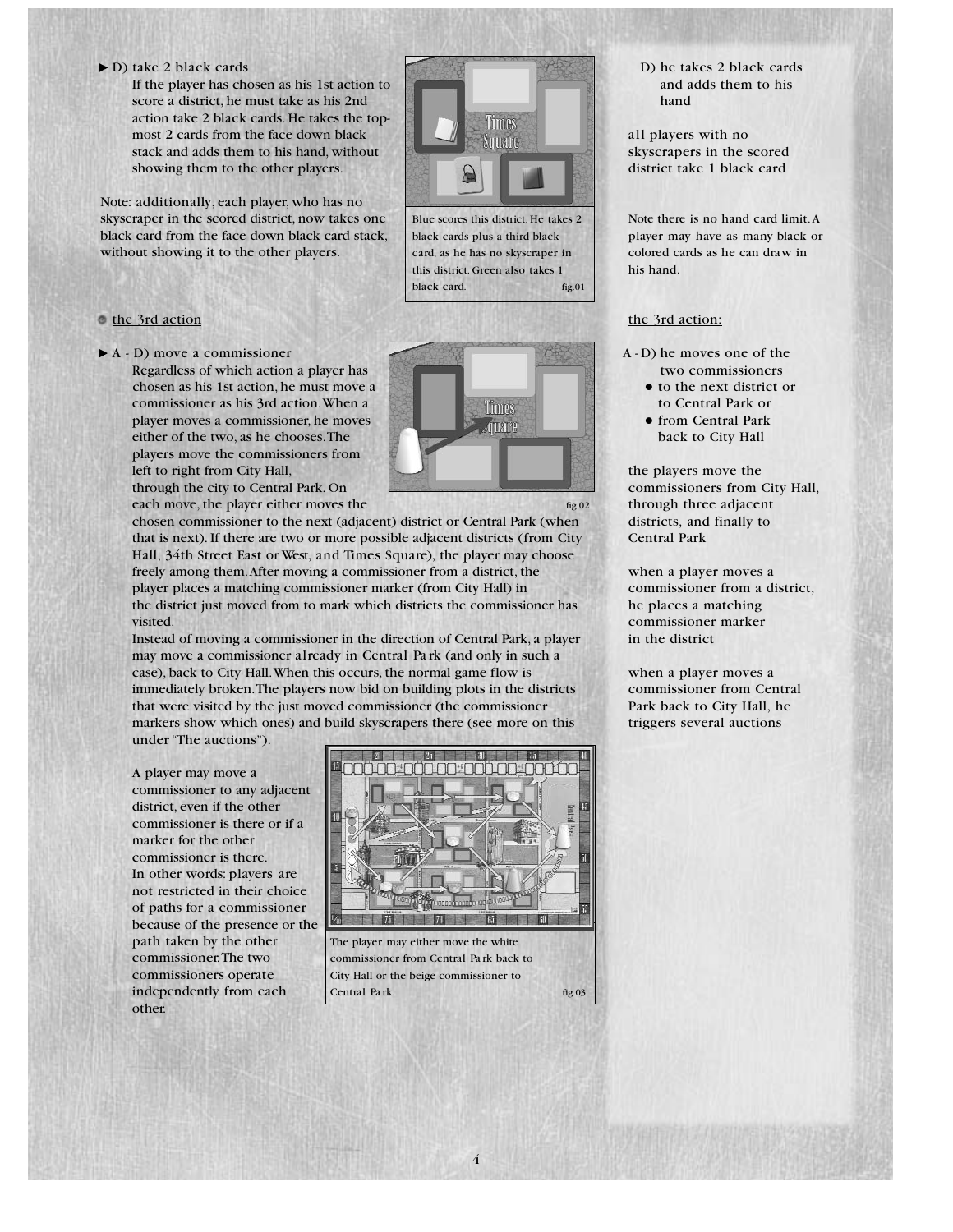► D) take 2 black cards

If the player has chosen as his 1st action to score a district, he must take as his 2nd action take 2 black cards. He takes the topmost 2 cards from the face down black stack and adds them to his hand, without showing them to the other players.

Note: additionally, each player, who has no skyscraper in the scored district, now takes one black card from the face down black card stack, without showing it to the other players.

Blue scores this district. He takes 2 black cards plus a third black card, as he has no skyscraper in this district. Green also takes 1 black card. fig.01

D) he takes 2 black cards and adds them to his hand

all players with no skyscrapers in the scored district take 1 black card

Note there is no hand card limit. A player may have as many black or colored cards as he can draw in his hand.

## the 3rd action

► A - D) move a commissioner

Regardless of which action a player has chosen as his 1st action, he must move a commissioner as his 3rd action. When a player moves a commissioner, he moves either of the two, as he chooses. The players move the commissioners from left to right from City Hall, through the city to Central Park. On each move, the player either moves the chosen commissioner to the next (adjacent) district or Central Park (when that is next). If there are two or more possible adjacent districts (from City Hall, 34th Street East or West, and Times Square), the player may choose freely among them. After moving a commissioner from a district, the player places a matching commissioner marker (from City Hall) in the district just moved from to mark which districts the commissioner has visited.

fig.02

Instead of moving a commissioner in the direction of Central Park, a player may move a commissioner already in Central Park (and only in such a case), back to City Hall. When this occurs, the normal game flow is immediately broken. The players now bid on building plots in the districts that were visited by the just moved commissioner (the commissioner markers show which ones) and build skyscrapers there (see more on this under "The auctions").

A player may move a commissioner to any adjacent district, even if the other commissioner is there or if a marker for the other commissioner is there. In other words: players are not restricted in their choice of paths for a commissioner because of the presence or the path taken by the other commissioner. The two commissioners operate independently from each other.

The player may either move the white commissioner from Central Park back to City Hall or the beige commissioner to Central Park. fig.03

### the 3rd action:

A - D) he moves one of the two commissioners
- to the next district or to Central Park or
- from Central Park back to City Hall

the players move the commissioners from City Hall, through three adjacent districts, and finally to Central Park

when a player moves a commissioner from a district, he places a matching commissioner marker in the district

when a player moves a commissioner from Central Park back to City Hall, he triggers several auctions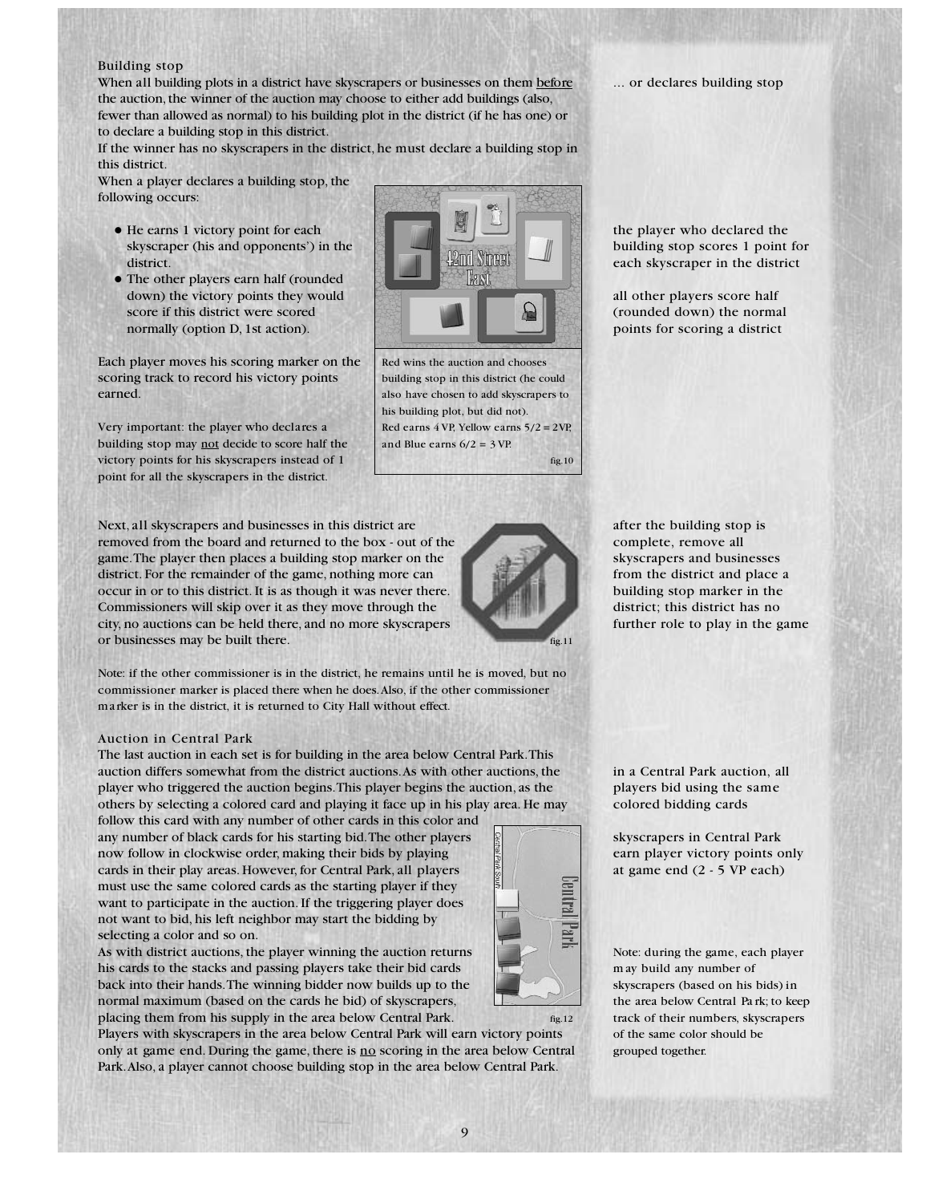### Building stop

When all building plots in a district have skyscrapers or businesses on them before the auction, the winner of the auction may choose to either add buildings (also, fewer than allowed as normal) to his building plot in the district (if he has one) or to declare a building stop in this district.

If the winner has no skyscrapers in the district, he must declare a building stop in this district.

When a player declares a building stop, the following occurs:

- He earns 1 victory point for each skyscraper (his and opponents') in the district.
- The other players earn half (rounded down) the victory points they would score if this district were scored normally (option D, 1st action).

Each player moves his scoring marker on the scoring track to record his victory points earned.

Very important: the player who declares a building stop may not decide to score half the victory points for his skyscrapers instead of 1 point for all the skyscrapers in the district.

Red wins the auction and chooses building stop in this district (he could also have chosen to add skyscrapers to his building plot, but did not). Red earns 4 VP, Yellow earns 5/2 = 2VP, and Blue earns 6/2 = 3 VP.

fig.10

... or declares building stop

the player who declared the building stop scores 1 point for each skyscraper in the district

all other players score half (rounded down) the normal points for scoring a district

Next, all skyscrapers and businesses in this district are removed from the board and returned to the box - out of the game. The player then places a building stop marker on the district. For the remainder of the game, nothing more can occur in or to this district. It is as though it was never there. Commissioners will skip over it as they move through the city, no auctions can be held there, and no more skyscrapers or businesses may be built there.

fig.11

after the building stop is complete, remove all skyscrapers and businesses from the district and place a building stop marker in the district; this district has no further role to play in the game

Note: if the other commissioner is in the district, he remains until he is moved, but no commissioner marker is placed there when he does. Also, if the other commissioner marker is in the district, it is returned to City Hall without effect.

### Auction in Central Park

The last auction in each set is for building in the area below Central Park. This auction differs somewhat from the district auctions. As with other auctions, the player who triggered the auction begins. This player begins the auction, as the others by selecting a colored card and playing it face up in his play area. He may follow this card with any number of other cards in this color and any number of black cards for his starting bid. The other players now follow in clockwise order, making their bids by playing cards in their play areas. However, for Central Park, all players must use the same colored cards as the starting player if they want to participate in the auction. If the triggering player does not want to bid, his left neighbor may start the bidding by selecting a color and so on.

As with district auctions, the player winning the auction returns his cards to the stacks and passing players take their bid cards back into their hands. The winning bidder now builds up to the normal maximum (based on the cards he bid) of skyscrapers, placing them from his supply in the area below Central Park. Players with skyscrapers in the area below Central Park will earn victory points only at game end. During the game, there is no scoring in the area below Central Park. Also, a player cannot choose building stop in the area below Central Park.

fig.12

in a Central Park auction, all players bid using the same colored bidding cards

skyscrapers in Central Park earn player victory points only at game end (2 - 5 VP each)

Note: during the game, each player may build any number of skyscrapers (based on his bids) in the area below Central Park; to keep track of their numbers, skyscrapers of the same color should be grouped together.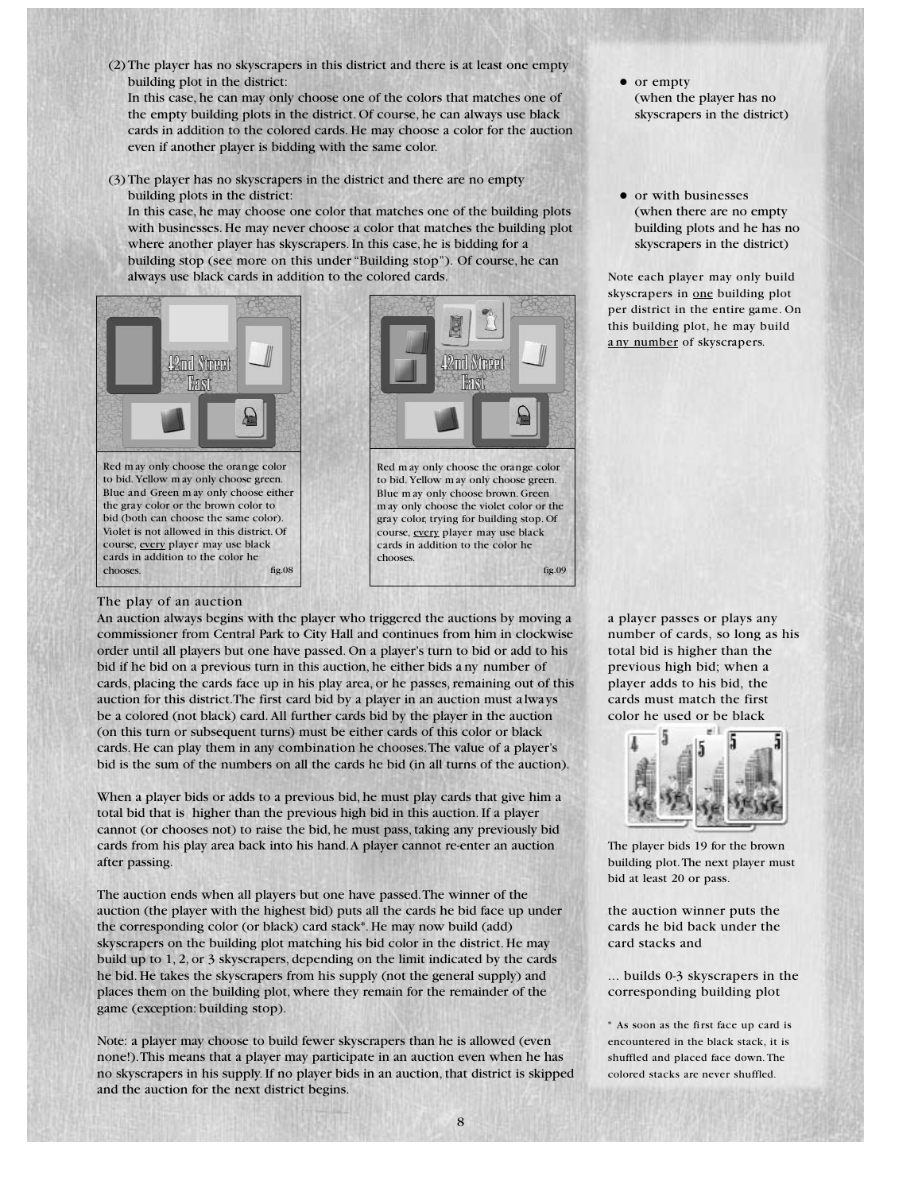(2) The player has no skyscrapers in this district and there is at least one empty building plot in the district:
In this case, he can may only choose one of the colors that matches one of the empty building plots in the district. Of course, he can always use black cards in addition to the colored cards. He may choose a color for the auction even if another player is bidding with the same color.

- or empty (when the player has no skyscrapers in the district)

(3) The player has no skyscrapers in the district and there are no empty building plots in the district:
In this case, he may choose one color that matches one of the building plots with businesses. He may never choose a color that matches the building plot where another player has skyscrapers. In this case, he is bidding for a building stop (see more on this under "Building stop"). Of course, he can always use black cards in addition to the colored cards.

- or with businesses (when there are no empty building plots and he has no skyscrapers in the district)

Note each player may only build skyscrapers in one building plot per district in the entire game. On this building plot, he may build any number of skyscrapers.

Red may only choose the orange color to bid. Yellow may only choose green. Blue and Green may only choose either the gray color or the brown color to bid (both can choose the same color). Violet is not allowed in this district. Of course, every player may use black cards in addition to the color he chooses. fig.08

Red may only choose the orange color to bid. Yellow may only choose green. Blue may only choose brown. Green may only choose the violet color or the gray color, trying for building stop. Of course, every player may use black cards in addition to the color he chooses. fig.09

## The play of an auction

An auction always begins with the player who triggered the auctions by moving a commissioner from Central Park to City Hall and continues from him in clockwise order until all players but one have passed. On a player's turn to bid or add to his bid if he bid on a previous turn in this auction, he either bids any number of cards, placing the cards face up in his play area, or he passes, remaining out of this auction for this district. The first card bid by a player in an auction must always be a colored (not black) card. All further cards bid by the player in the auction (on this turn or subsequent turns) must be either cards of this color or black cards. He can play them in any combination he chooses. The value of a player's bid is the sum of the numbers on all the cards he bid (in all turns of the auction).

a player passes or plays any number of cards, so long as his total bid is higher than the previous high bid; when a player adds to his bid, the cards must match the first color he used or be black

When a player bids or adds to a previous bid, he must play cards that give him a total bid that is higher than the previous high bid in this auction. If a player cannot (or chooses not) to raise the bid, he must pass, taking any previously bid cards from his play area back into his hand. A player cannot re-enter an auction after passing.

The player bids 19 for the brown building plot. The next player must bid at least 20 or pass.

The auction ends when all players but one have passed. The winner of the auction (the player with the highest bid) puts all the cards he bid face up under the corresponding color (or black) card stack*. He may now build (add) skyscrapers on the building plot matching his bid color in the district. He may build up to 1, 2, or 3 skyscrapers, depending on the limit indicated by the cards he bid. He takes the skyscrapers from his supply (not the general supply) and places them on the building plot, where they remain for the remainder of the game (exception: building stop).

the auction winner puts the cards he bid back under the card stacks and

... builds 0-3 skyscrapers in the corresponding building plot

Note: a player may choose to build fewer skyscrapers than he is allowed (even none!). This means that a player may participate in an auction even when he has no skyscrapers in his supply. If no player bids in an auction, that district is skipped and the auction for the next district begins.

\* As soon as the first face up card is encountered in the black stack, it is shuffled and placed face down. The colored stacks are never shuffled.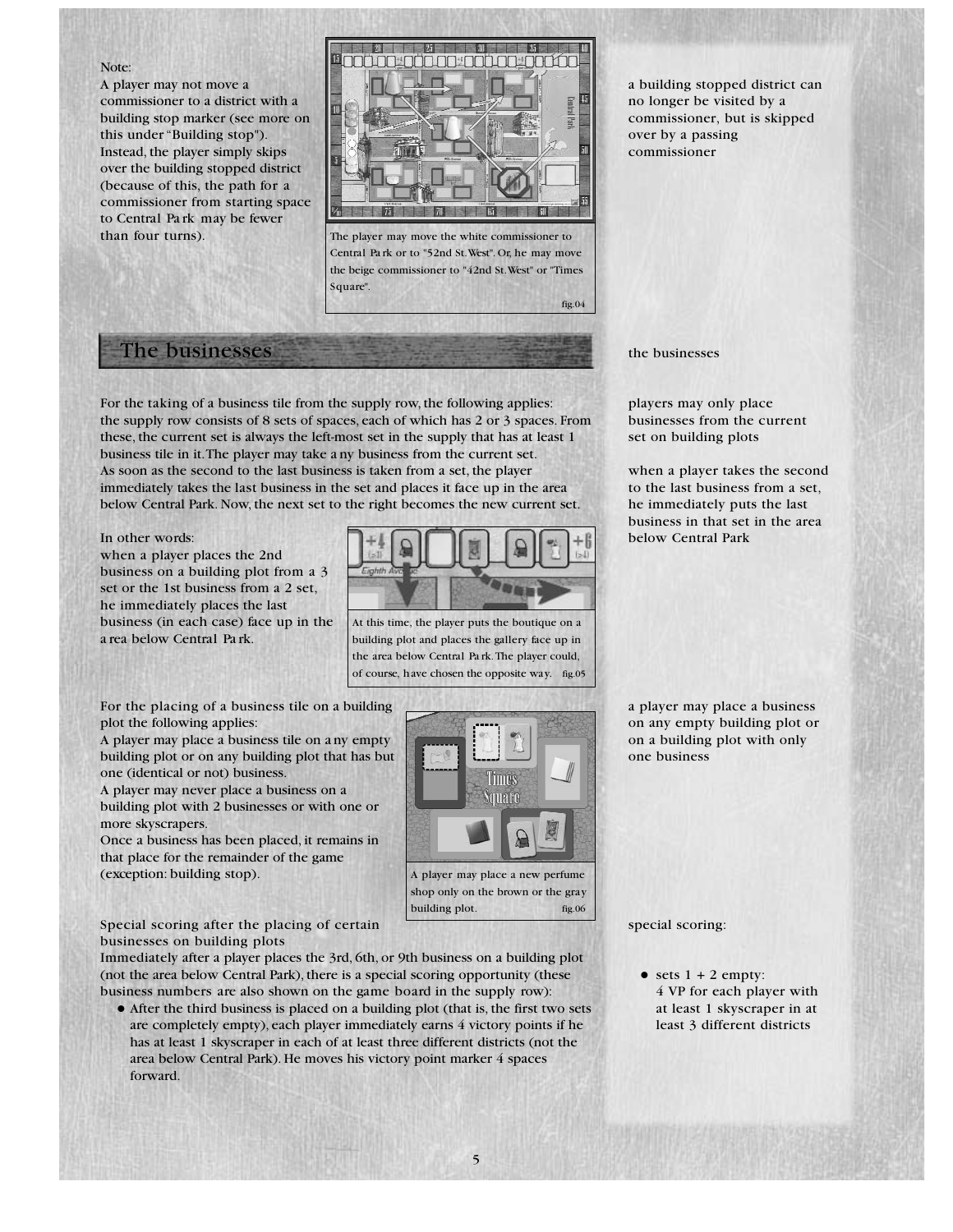Note:
A player may not move a commissioner to a district with a building stop marker (see more on this under "Building stop"). Instead, the player simply skips over the building stopped district (because of this, the path for a commissioner from starting space to Central Park may be fewer than four turns).

The player may move the white commissioner to Central Park or to "52nd St.West". Or, he may move the beige commissioner to "42nd St.West" or "Times Square". fig.04

a building stopped district can no longer be visited by a commissioner, but is skipped over by a passing commissioner

## The businesses

the businesses

For the taking of a business tile from the supply row, the following applies: the supply row consists of 8 sets of spaces, each of which has 2 or 3 spaces. From these, the current set is always the left-most set in the supply that has at least 1 business tile in it. The player may take any business from the current set. As soon as the second to the last business is taken from a set, the player immediately takes the last business in the set and places it face up in the area below Central Park. Now, the next set to the right becomes the new current set.

players may only place businesses from the current set on building plots

when a player takes the second to the last business from a set, he immediately puts the last business in that set in the area below Central Park

In other words:
when a player places the 2nd business on a building plot from a 3 set or the 1st business from a 2 set, he immediately places the last business (in each case) face up in the area below Central Park.

At this time, the player puts the boutique on a building plot and places the gallery face up in the area below Central Park. The player could, of course, have chosen the opposite way. fig.05

For the placing of a business tile on a building plot the following applies:
A player may place a business tile on any empty building plot or on any building plot that has but one (identical or not) business.
A player may never place a business on a building plot with 2 businesses or with one or more skyscrapers.
Once a business has been placed, it remains in that place for the remainder of the game (exception: building stop).

a player may place a business on any empty building plot or on a building plot with only one business

A player may place a new perfume shop only on the brown or the gray building plot. fig.06

Special scoring after the placing of certain businesses on building plots
Immediately after a player places the 3rd, 6th, or 9th business on a building plot (not the area below Central Park), there is a special scoring opportunity (these business numbers are also shown on the game board in the supply row):

- After the third business is placed on a building plot (that is, the first two sets are completely empty), each player immediately earns 4 victory points if he has at least 1 skyscraper in each of at least three different districts (not the area below Central Park). He moves his victory point marker 4 spaces forward.

special scoring:

- sets 1 + 2 empty:
  4 VP for each player with at least 1 skyscraper in at least 3 different districts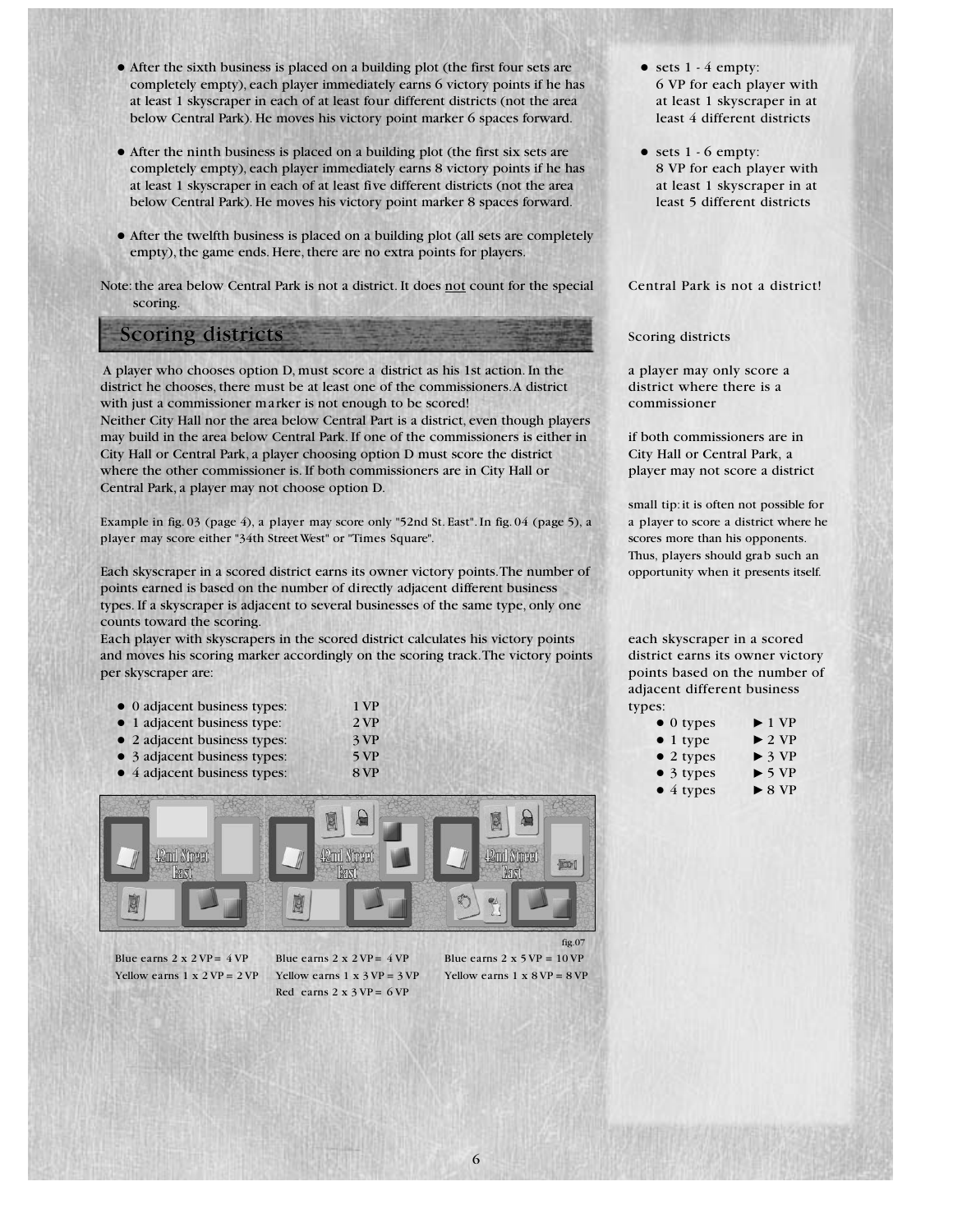- After the sixth business is placed on a building plot (the first four sets are completely empty), each player immediately earns 6 victory points if he has at least 1 skyscraper in each of at least four different districts (not the area below Central Park). He moves his victory point marker 6 spaces forward.

- After the ninth business is placed on a building plot (the first six sets are completely empty), each player immediately earns 8 victory points if he has at least 1 skyscraper in each of at least five different districts (not the area below Central Park). He moves his victory point marker 8 spaces forward.

- After the twelfth business is placed on a building plot (all sets are completely empty), the game ends. Here, there are no extra points for players.

Note: the area below Central Park is not a district. It does not count for the special scoring.

- sets 1 - 4 empty: 6 VP for each player with at least 1 skyscraper in at least 4 different districts
- sets 1 - 6 empty: 8 VP for each player with at least 1 skyscraper in at least 5 different districts

Central Park is not a district!

## Scoring districts

A player who chooses option D, must score a district as his 1st action. In the district he chooses, there must be at least one of the commissioners. A district with just a commissioner marker is not enough to be scored!
Neither City Hall nor the area below Central Part is a district, even though players may build in the area below Central Park. If one of the commissioners is either in City Hall or Central Park, a player choosing option D must score the district where the other commissioner is. If both commissioners are in City Hall or Central Park, a player may not choose option D.

Example in fig. 03 (page 4), a player may score only "52nd St. East". In fig. 04 (page 5), a player may score either "34th Street West" or "Times Square".

Each skyscraper in a scored district earns its owner victory points. The number of points earned is based on the number of directly adjacent different business types. If a skyscraper is adjacent to several businesses of the same type, only one counts toward the scoring.
Each player with skyscrapers in the scored district calculates his victory points and moves his scoring marker accordingly on the scoring track. The victory points per skyscraper are:

- 0 adjacent business types: 1 VP
- 1 adjacent business type: 2 VP
- 2 adjacent business types: 3 VP
- 3 adjacent business types: 5 VP
- 4 adjacent business types: 8 VP

fig.07

Blue earns 2 x 2 VP = 4 VP
Yellow earns 1 x 2 VP = 2 VP

Blue earns 2 x 2 VP = 4 VP
Yellow earns 1 x 3 VP = 3 VP
Red earns 2 x 3 VP = 6 VP

Blue earns 2 x 5 VP = 10 VP
Yellow earns 1 x 8 VP = 8 VP

Scoring districts

a player may only score a district where there is a commissioner

if both commissioners are in City Hall or Central Park, a player may not score a district

small tip: it is often not possible for a player to score a district where he scores more than his opponents. Thus, players should grab such an opportunity when it presents itself.

each skyscraper in a scored district earns its owner victory points based on the number of adjacent different business types:

- 0 types ► 1 VP
- 1 type ► 2 VP
- 2 types ► 3 VP
- 3 types ► 5 VP
- 4 types ► 8 VP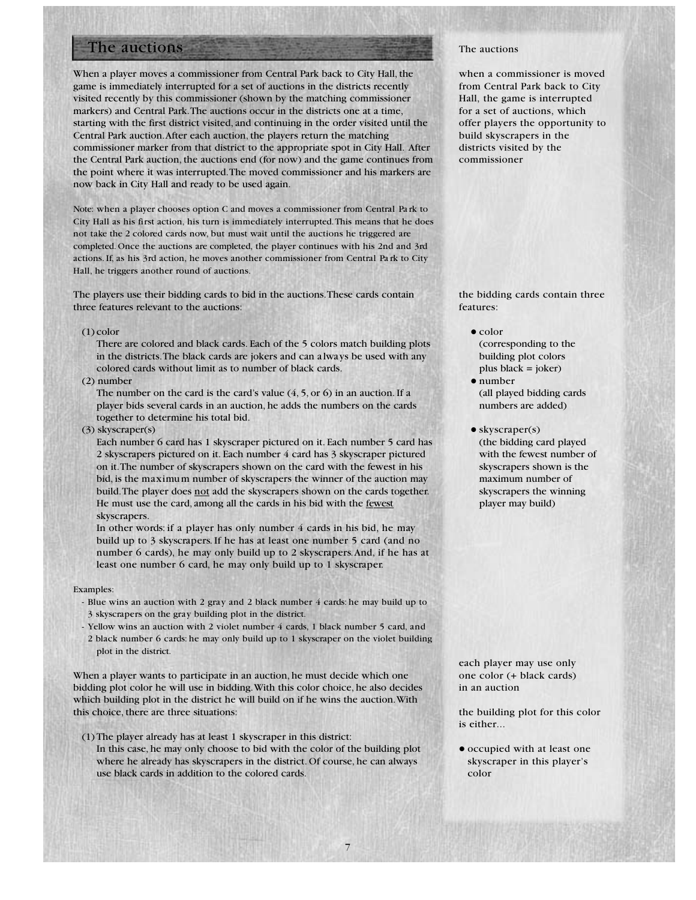## The auctions

When a player moves a commissioner from Central Park back to City Hall, the game is immediately interrupted for a set of auctions in the districts recently visited recently by this commissioner (shown by the matching commissioner markers) and Central Park. The auctions occur in the districts one at a time, starting with the first district visited, and continuing in the order visited until the Central Park auction. After each auction, the players return the matching commissioner marker from that district to the appropriate spot in City Hall. After the Central Park auction, the auctions end (for now) and the game continues from the point where it was interrupted. The moved commissioner and his markers are now back in City Hall and ready to be used again.

Note: when a player chooses option C and moves a commissioner from Central Park to City Hall as his first action, his turn is immediately interrupted. This means that he does not take the 2 colored cards now, but must wait until the auctions he triggered are completed. Once the auctions are completed, the player continues with his 2nd and 3rd actions. If, as his 3rd action, he moves another commissioner from Central Park to City Hall, he triggers another round of auctions.

The players use their bidding cards to bid in the auctions. These cards contain three features relevant to the auctions:

(1) color
There are colored and black cards. Each of the 5 colors match building plots in the districts. The black cards are jokers and can always be used with any colored cards without limit as to number of black cards.

(2) number
The number on the card is the card's value (4, 5, or 6) in an auction. If a player bids several cards in an auction, he adds the numbers on the cards together to determine his total bid.

(3) skyscraper(s)
Each number 6 card has 1 skyscraper pictured on it. Each number 5 card has 2 skyscrapers pictured on it. Each number 4 card has 3 skyscraper pictured on it. The number of skyscrapers shown on the card with the fewest in his bid, is the maximum number of skyscrapers the winner of the auction may build. The player does not add the skyscrapers shown on the cards together. He must use the card, among all the cards in his bid with the fewest skyscrapers.
In other words: if a player has only number 4 cards in his bid, he may build up to 3 skyscrapers. If he has at least one number 5 card (and no number 6 cards), he may only build up to 2 skyscrapers. And, if he has at least one number 6 card, he may only build up to 1 skyscraper.

Examples:
- Blue wins an auction with 2 gray and 2 black number 4 cards: he may build up to 3 skyscrapers on the gray building plot in the district.
- Yellow wins an auction with 2 violet number 4 cards, 1 black number 5 card, and 2 black number 6 cards: he may only build up to 1 skyscraper on the violet building plot in the district.

When a player wants to participate in an auction, he must decide which one bidding plot color he will use in bidding. With this color choice, he also decides which building plot in the district he will build on if he wins the auction. With this choice, there are three situations:

(1) The player already has at least 1 skyscraper in this district:
In this case, he may only choose to bid with the color of the building plot where he already has skyscrapers in the district. Of course, he can always use black cards in addition to the colored cards.

The auctions

when a commissioner is moved from Central Park back to City Hall, the game is interrupted for a set of auctions, which offer players the opportunity to build skyscrapers in the districts visited by the commissioner

the bidding cards contain three features:

- color (corresponding to the building plot colors plus black = joker)
- number (all played bidding cards numbers are added)
- skyscraper(s) (the bidding card played with the fewest number of skyscrapers shown is the maximum number of skyscrapers the winning player may build)

each player may use only one color (+ black cards) in an auction

the building plot for this color is either...

- occupied with at least one skyscraper in this player's color